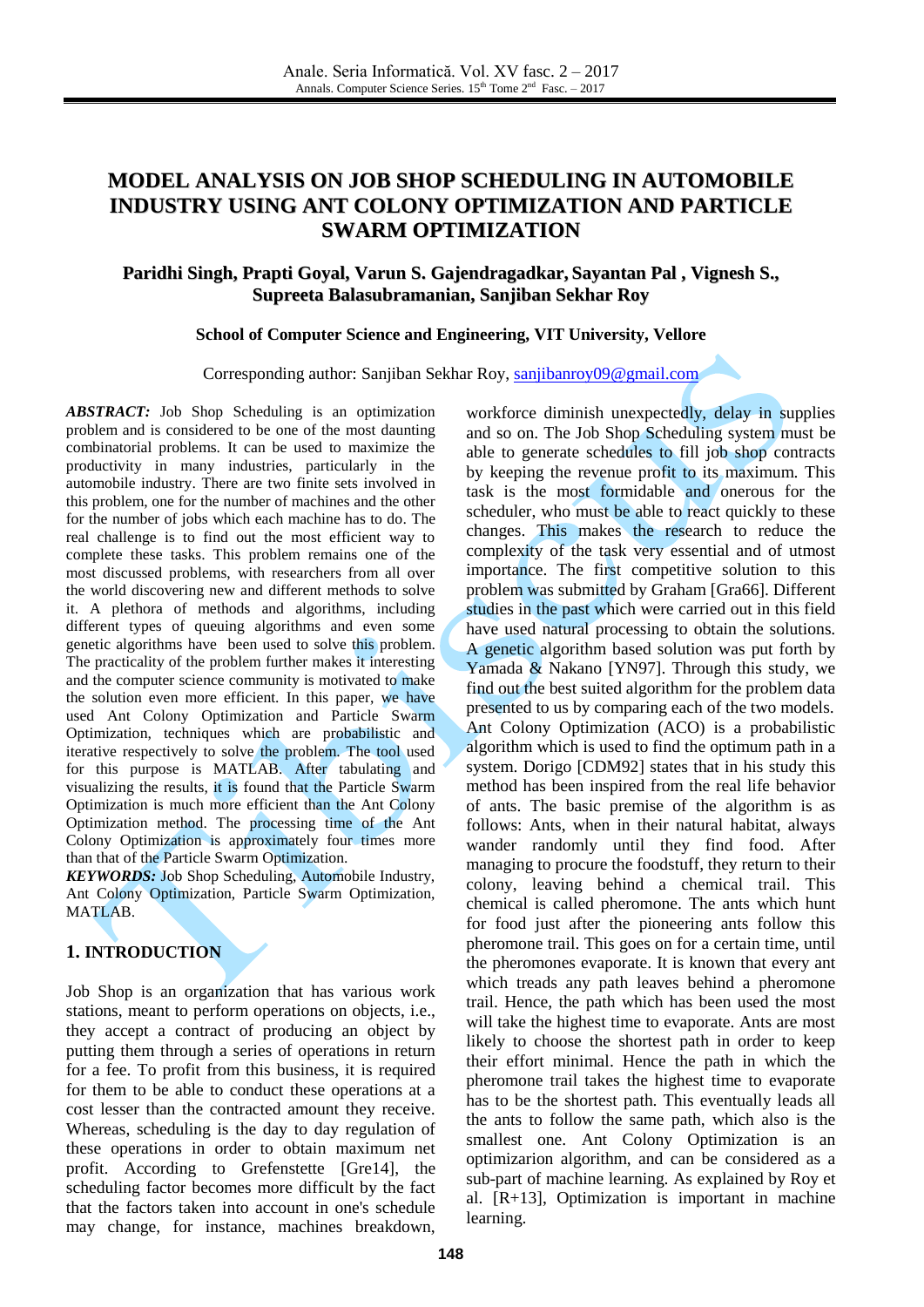# MODEL ANALYSIS ON JOB SHOP SCHEDULING IN AUTOMOBILE INDUSTRY USING ANT COLONY OPTIMIZATION AND PARTICLE SWARM OPTIMIZATION

**Paridhi Singh, Prapti Goyal, Varun S. Gajendragadkar, Sayantan Pal , Vignesh S., Supreeta Balasubramanian, Sanjiban Sekhar Roy**

**School of Computer Science and Engineering, VIT University, Vellore**

Corresponding author: Sanjiban Sekhar Roy, sanjibanroy09@gmail.com

***ABSTRACT:*** Job Shop Scheduling is an optimization problem and is considered to be one of the most daunting combinatorial problems. It can be used to maximize the productivity in many industries, particularly in the automobile industry. There are two finite sets involved in this problem, one for the number of machines and the other for the number of jobs which each machine has to do. The real challenge is to find out the most efficient way to complete these tasks. This problem remains one of the most discussed problems, with researchers from all over the world discovering new and different methods to solve it. A plethora of methods and algorithms, including different types of queuing algorithms and even some genetic algorithms have been used to solve this problem. The practicality of the problem further makes it interesting and the computer science community is motivated to make the solution even more efficient. In this paper, we have used Ant Colony Optimization and Particle Swarm Optimization, techniques which are probabilistic and iterative respectively to solve the problem. The tool used for this purpose is MATLAB. After tabulating and visualizing the results, it is found that the Particle Swarm Optimization is much more efficient than the Ant Colony Optimization method. The processing time of the Ant Colony Optimization is approximately four times more than that of the Particle Swarm Optimization.

***KEYWORDS:*** Job Shop Scheduling, Automobile Industry, Ant Colony Optimization, Particle Swarm Optimization, MATLAB.

## 1. INTRODUCTION

Job Shop is an organization that has various work stations, meant to perform operations on objects, i.e., they accept a contract of producing an object by putting them through a series of operations in return for a fee. To profit from this business, it is required for them to be able to conduct these operations at a cost lesser than the contracted amount they receive. Whereas, scheduling is the day to day regulation of these operations in order to obtain maximum net profit. According to Grefenstette [Gre14], the scheduling factor becomes more difficult by the fact that the factors taken into account in one's schedule may change, for instance, machines breakdown, workforce diminish unexpectedly, delay in supplies and so on. The Job Shop Scheduling system must be able to generate schedules to fill job shop contracts by keeping the revenue profit to its maximum. This task is the most formidable and onerous for the scheduler, who must be able to react quickly to these changes. This makes the research to reduce the complexity of the task very essential and of utmost importance. The first competitive solution to this problem was submitted by Graham [Gra66]. Different studies in the past which were carried out in this field have used natural processing to obtain the solutions. A genetic algorithm based solution was put forth by Yamada & Nakano [YN97]. Through this study, we find out the best suited algorithm for the problem data presented to us by comparing each of the two models. Ant Colony Optimization (ACO) is a probabilistic algorithm which is used to find the optimum path in a system. Dorigo [CDM92] states that in his study this method has been inspired from the real life behavior of ants. The basic premise of the algorithm is as follows: Ants, when in their natural habitat, always wander randomly until they find food. After managing to procure the foodstuff, they return to their colony, leaving behind a chemical trail. This chemical is called pheromone. The ants which hunt for food just after the pioneering ants follow this pheromone trail. This goes on for a certain time, until the pheromones evaporate. It is known that every ant which treads any path leaves behind a pheromone trail. Hence, the path which has been used the most will take the highest time to evaporate. Ants are most likely to choose the shortest path in order to keep their effort minimal. Hence the path in which the pheromone trail takes the highest time to evaporate has to be the shortest path. This eventually leads all the ants to follow the same path, which also is the smallest one. Ant Colony Optimization is an optimizarion algorithm, and can be considered as a sub-part of machine learning. As explained by Roy et al. [R+13], Optimization is important in machine learning.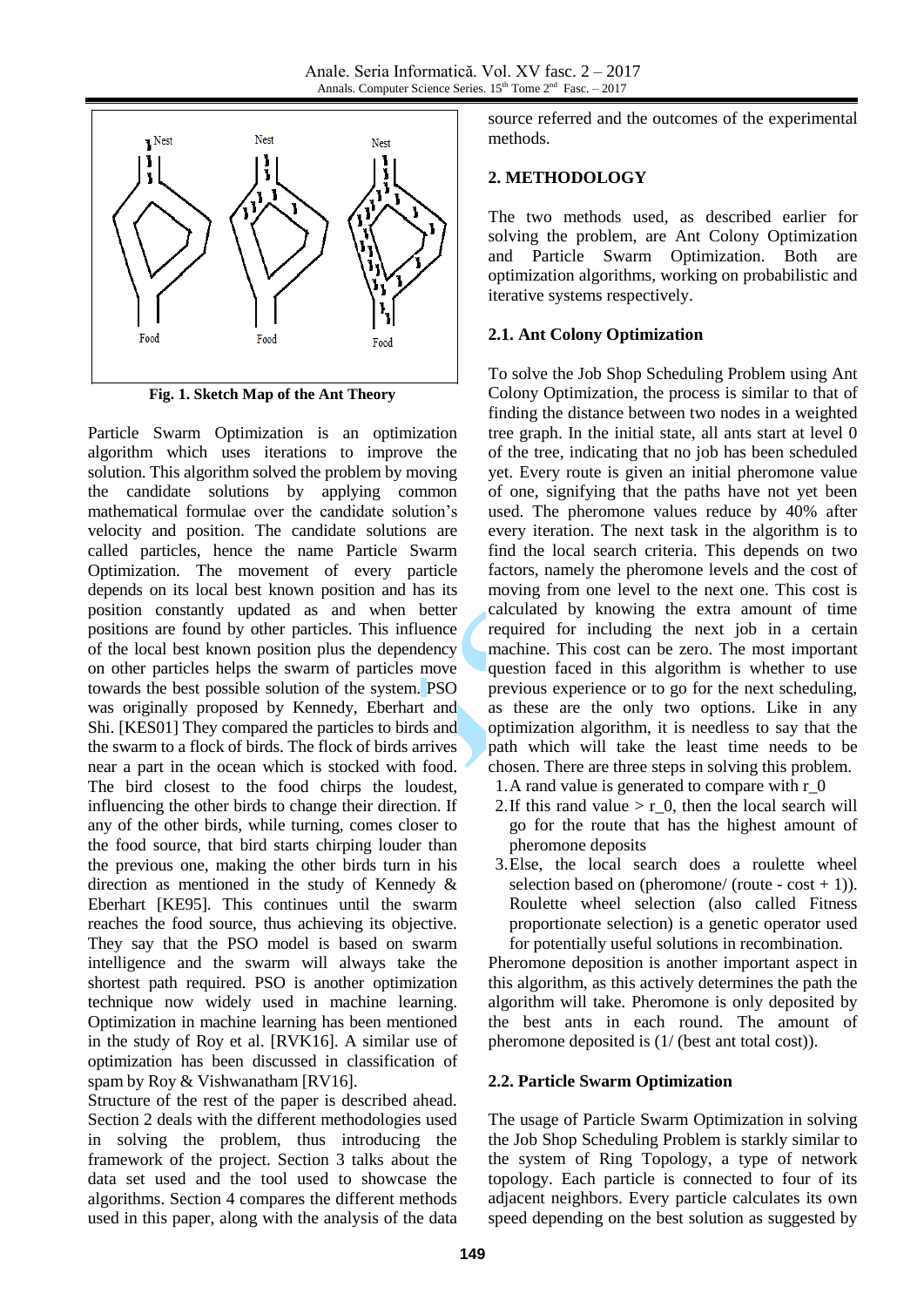Fig. 1. Sketch Map of the Ant Theory

Particle Swarm Optimization is an optimization algorithm which uses iterations to improve the solution. This algorithm solved the problem by moving the candidate solutions by applying common mathematical formulae over the candidate solution's velocity and position. The candidate solutions are called particles, hence the name Particle Swarm Optimization. The movement of every particle depends on its local best known position and has its position constantly updated as and when better positions are found by other particles. This influence of the local best known position plus the dependency on other particles helps the swarm of particles move towards the best possible solution of the system. PSO was originally proposed by Kennedy, Eberhart and Shi. [KES01] They compared the particles to birds and the swarm to a flock of birds. The flock of birds arrives near a part in the ocean which is stocked with food. The bird closest to the food chirps the loudest, influencing the other birds to change their direction. If any of the other birds, while turning, comes closer to the food source, that bird starts chirping louder than the previous one, making the other birds turn in his direction as mentioned in the study of Kennedy & Eberhart [KE95]. This continues until the swarm reaches the food source, thus achieving its objective. They say that the PSO model is based on swarm intelligence and the swarm will always take the shortest path required. PSO is another optimization technique now widely used in machine learning. Optimization in machine learning has been mentioned in the study of Roy et al. [RVK16]. A similar use of optimization has been discussed in classification of spam by Roy & Vishwanatham [RV16].

Structure of the rest of the paper is described ahead. Section 2 deals with the different methodologies used in solving the problem, thus introducing the framework of the project. Section 3 talks about the data set used and the tool used to showcase the algorithms. Section 4 compares the different methods used in this paper, along with the analysis of the data source referred and the outcomes of the experimental methods.

## 2. METHODOLOGY

The two methods used, as described earlier for solving the problem, are Ant Colony Optimization and Particle Swarm Optimization. Both are optimization algorithms, working on probabilistic and iterative systems respectively.

### 2.1. Ant Colony Optimization

To solve the Job Shop Scheduling Problem using Ant Colony Optimization, the process is similar to that of finding the distance between two nodes in a weighted tree graph. In the initial state, all ants start at level 0 of the tree, indicating that no job has been scheduled yet. Every route is given an initial pheromone value of one, signifying that the paths have not yet been used. The pheromone values reduce by 40% after every iteration. The next task in the algorithm is to find the local search criteria. This depends on two factors, namely the pheromone levels and the cost of moving from one level to the next one. This cost is calculated by knowing the extra amount of time required for including the next job in a certain machine. This cost can be zero. The most important question faced in this algorithm is whether to use previous experience or to go for the next scheduling, as these are the only two options. Like in any optimization algorithm, it is needless to say that the path which will take the least time needs to be chosen. There are three steps in solving this problem.

1. A rand value is generated to compare with r_0
2. If this rand value > r_0, then the local search will go for the route that has the highest amount of pheromone deposits
3. Else, the local search does a roulette wheel selection based on (pheromone/ (route - cost + 1)). Roulette wheel selection (also called Fitness proportionate selection) is a genetic operator used for potentially useful solutions in recombination.

Pheromone deposition is another important aspect in this algorithm, as this actively determines the path the algorithm will take. Pheromone is only deposited by the best ants in each round. The amount of pheromone deposited is (1/ (best ant total cost)).

### 2.2. Particle Swarm Optimization

The usage of Particle Swarm Optimization in solving the Job Shop Scheduling Problem is starkly similar to the system of Ring Topology, a type of network topology. Each particle is connected to four of its adjacent neighbors. Every particle calculates its own speed depending on the best solution as suggested by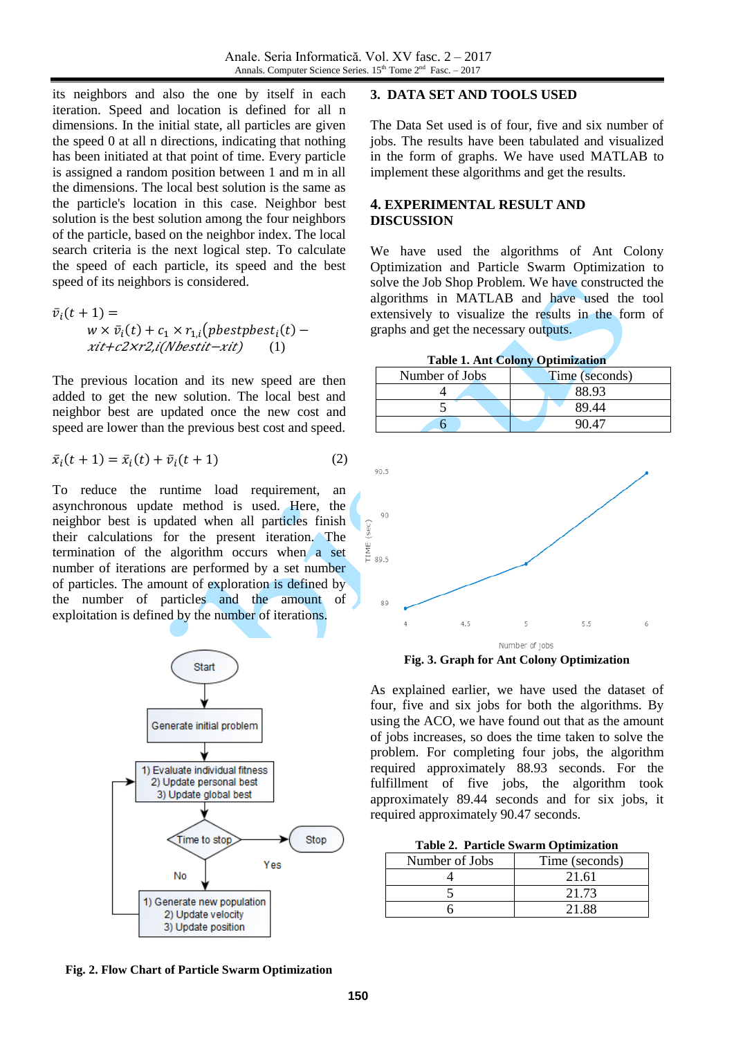its neighbors and also the one by itself in each iteration. Speed and location is defined for all n dimensions. In the initial state, all particles are given the speed 0 at all n directions, indicating that nothing has been initiated at that point of time. Every particle is assigned a random position between 1 and m in all the dimensions. The local best solution is the same as the particle's location in this case. Neighbor best solution is the best solution among the four neighbors of the particle, based on the neighbor index. The local search criteria is the next logical step. To calculate the speed of each particle, its speed and the best speed of its neighbors is considered.

$$\bar{v}_i(t+1) = w \times \bar{v}_i(t) + c_1 \times r_{1,i}(pbestpbest_i(t) - xit + c2 \times r2,i(Nbestit - xit) \quad (1)$$

The previous location and its new speed are then added to get the new solution. The local best and neighbor best are updated once the new cost and speed are lower than the previous best cost and speed.

$$\bar{x}_i(t+1) = \bar{x}_i(t) + \bar{v}_i(t+1) \quad (2)$$

To reduce the runtime load requirement, an asynchronous update method is used. Here, the neighbor best is updated when all particles finish their calculations for the present iteration. The termination of the algorithm occurs when a set number of iterations are performed by a set number of particles. The amount of exploration is defined by the number of particles and the amount of exploitation is defined by the number of iterations.

Start → Generate initial problem → 1) Evaluate individual fitness 2) Update personal best 3) Update global best → Time to stop → Yes: Stop; No: 1) Generate new population 2) Update velocity 3) Update position → (loop back)

**Fig. 2. Flow Chart of Particle Swarm Optimization**

## 3. DATA SET AND TOOLS USED

The Data Set used is of four, five and six number of jobs. The results have been tabulated and visualized in the form of graphs. We have used MATLAB to implement these algorithms and get the results.

## 4. EXPERIMENTAL RESULT AND DISCUSSION

We have used the algorithms of Ant Colony Optimization and Particle Swarm Optimization to solve the Job Shop Problem. We have constructed the algorithms in MATLAB and have used the tool extensively to visualize the results in the form of graphs and get the necessary outputs.

**Table 1. Ant Colony Optimization**

| Number of Jobs | Time (seconds) |
|---|---|
| 4 | 88.93 |
| 5 | 89.44 |
| 6 | 90.47 |

**Fig. 3. Graph for Ant Colony Optimization**

As explained earlier, we have used the dataset of four, five and six jobs for both the algorithms. By using the ACO, we have found out that as the amount of jobs increases, so does the time taken to solve the problem. For completing four jobs, the algorithm required approximately 88.93 seconds. For the fulfillment of five jobs, the algorithm took approximately 89.44 seconds and for six jobs, it required approximately 90.47 seconds.

**Table 2. Particle Swarm Optimization**

| Number of Jobs | Time (seconds) |
|---|---|
| 4 | 21.61 |
| 5 | 21.73 |
| 6 | 21.88 |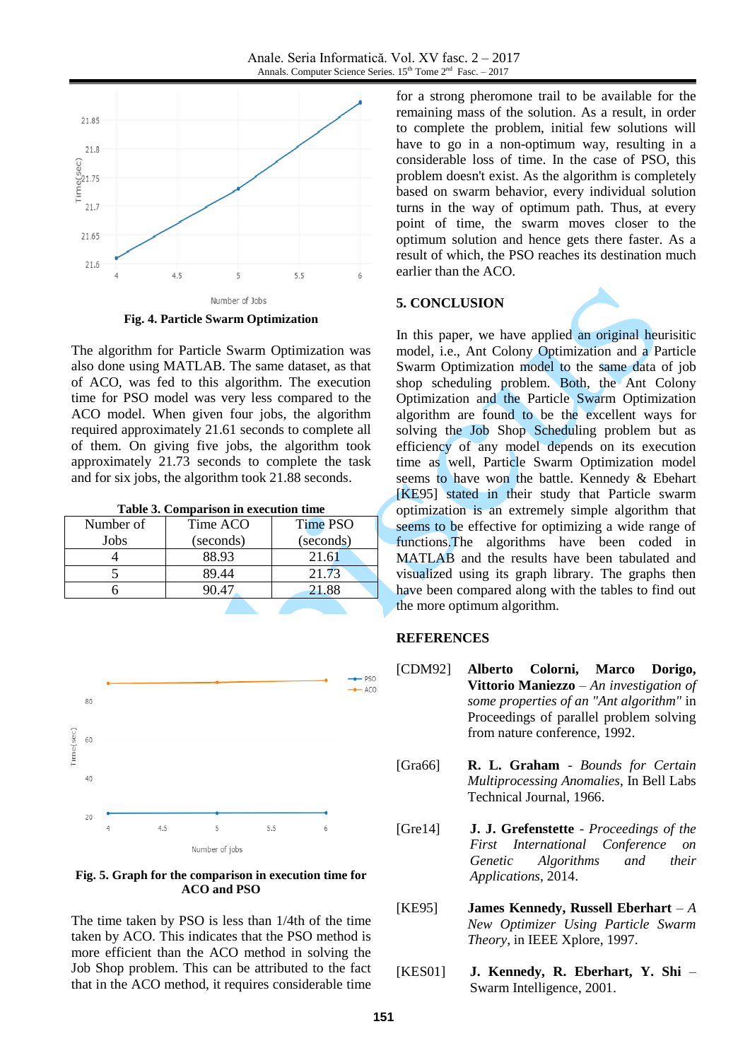Fig. 4. Particle Swarm Optimization

The algorithm for Particle Swarm Optimization was also done using MATLAB. The same dataset, as that of ACO, was fed to this algorithm. The execution time for PSO model was very less compared to the ACO model. When given four jobs, the algorithm required approximately 21.61 seconds to complete all of them. On giving five jobs, the algorithm took approximately 21.73 seconds to complete the task and for six jobs, the algorithm took 21.88 seconds.

**Table 3. Comparison in execution time**

| Number of Jobs | Time ACO (seconds) | Time PSO (seconds) |
|---|---|---|
| 4 | 88.93 | 21.61 |
| 5 | 89.44 | 21.73 |
| 6 | 90.47 | 21.88 |

**Fig. 5. Graph for the comparison in execution time for ACO and PSO**

The time taken by PSO is less than 1/4th of the time taken by ACO. This indicates that the PSO method is more efficient than the ACO method in solving the Job Shop problem. This can be attributed to the fact that in the ACO method, it requires considerable time for a strong pheromone trail to be available for the remaining mass of the solution. As a result, in order to complete the problem, initial few solutions will have to go in a non-optimum way, resulting in a considerable loss of time. In the case of PSO, this problem doesn't exist. As the algorithm is completely based on swarm behavior, every individual solution turns in the way of optimum path. Thus, at every point of time, the swarm moves closer to the optimum solution and hence gets there faster. As a result of which, the PSO reaches its destination much earlier than the ACO.

## 5. CONCLUSION

In this paper, we have applied an original heurisitic model, i.e., Ant Colony Optimization and a Particle Swarm Optimization model to the same data of job shop scheduling problem. Both, the Ant Colony Optimization and the Particle Swarm Optimization algorithm are found to be the excellent ways for solving the Job Shop Scheduling problem but as efficiency of any model depends on its execution time as well, Particle Swarm Optimization model seems to have won the battle. Kennedy & Ebehart [KE95] stated in their study that Particle swarm optimization is an extremely simple algorithm that seems to be effective for optimizing a wide range of functions.The algorithms have been coded in MATLAB and the results have been tabulated and visualized using its graph library. The graphs then have been compared along with the tables to find out the more optimum algorithm.

## REFERENCES

[CDM92] **Alberto Colorni, Marco Dorigo, Vittorio Maniezzo** – *An investigation of some properties of an "Ant algorithm"* in Proceedings of parallel problem solving from nature conference, 1992.

[Gra66] **R. L. Graham** - *Bounds for Certain Multiprocessing Anomalies*, In Bell Labs Technical Journal, 1966.

[Gre14] **J. J. Grefenstette** - *Proceedings of the First International Conference on Genetic Algorithms and their Applications*, 2014.

[KE95] **James Kennedy, Russell Eberhart** – *A New Optimizer Using Particle Swarm Theory*, in IEEE Xplore, 1997.

[KES01] **J. Kennedy, R. Eberhart, Y. Shi** – Swarm Intelligence, 2001.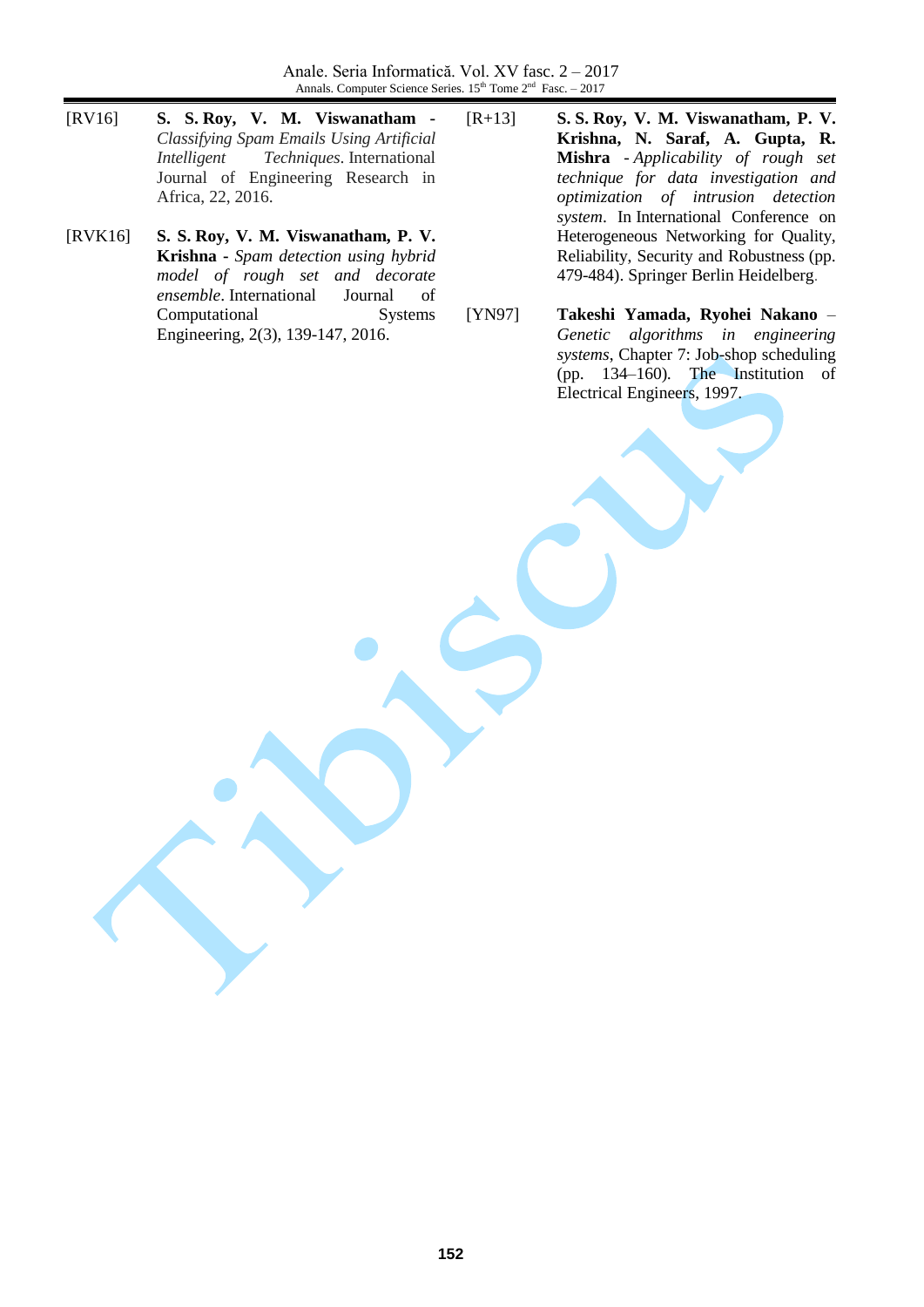[RV16] **S. S. Roy, V. M. Viswanatham** - *Classifying Spam Emails Using Artificial Intelligent Techniques*. International Journal of Engineering Research in Africa, 22, 2016.

[RVK16] **S. S. Roy, V. M. Viswanatham, P. V. Krishna** - *Spam detection using hybrid model of rough set and decorate ensemble*. International Journal of Computational Systems Engineering, 2(3), 139-147, 2016.

[R+13] **S. S. Roy, V. M. Viswanatham, P. V. Krishna, N. Saraf, A. Gupta, R. Mishra** - *Applicability of rough set technique for data investigation and optimization of intrusion detection system*. In International Conference on Heterogeneous Networking for Quality, Reliability, Security and Robustness (pp. 479-484). Springer Berlin Heidelberg.

[YN97] **Takeshi Yamada, Ryohei Nakano** – *Genetic algorithms in engineering systems*, Chapter 7: Job-shop scheduling (pp. 134–160). The Institution of Electrical Engineers, 1997.